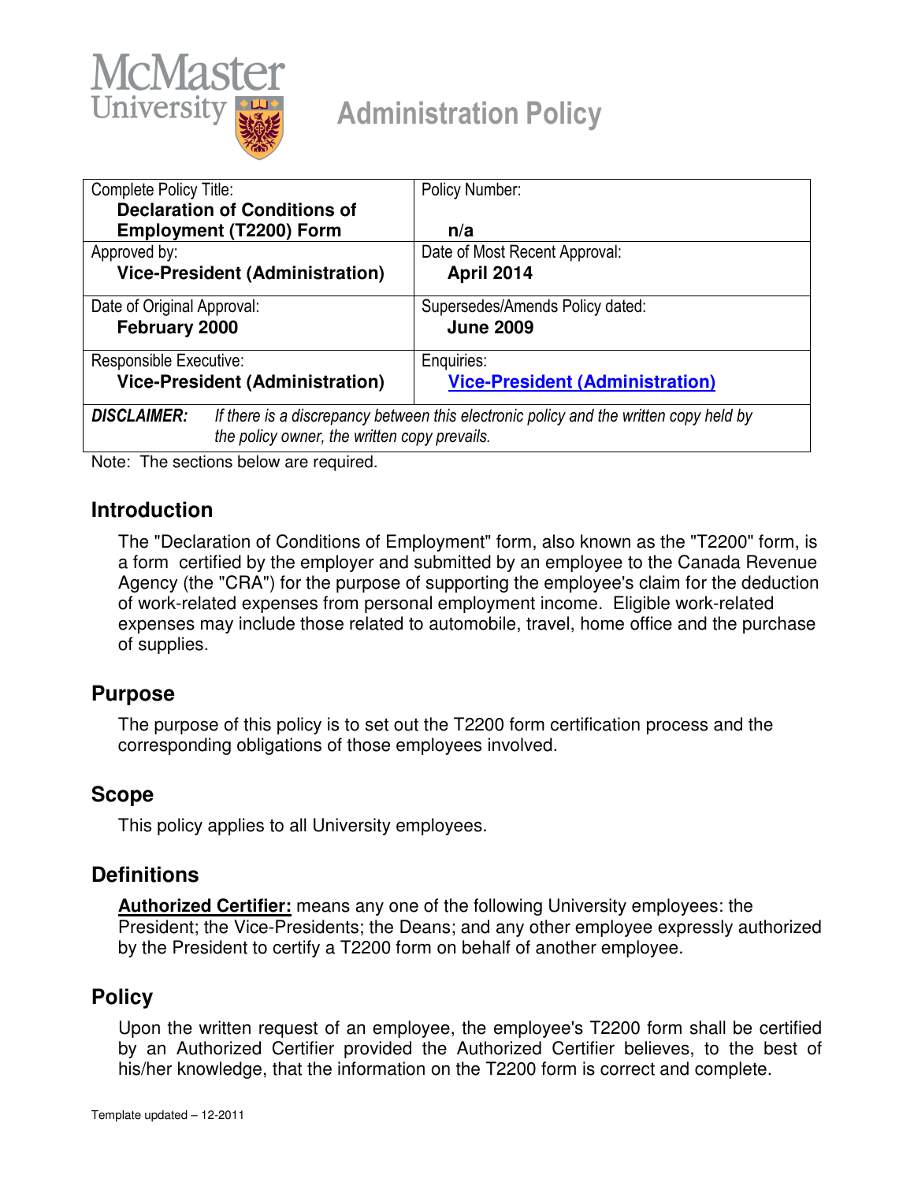# Administration Policy

| Complete Policy Title: **Declaration of Conditions of Employment (T2200) Form** | Policy Number: **n/a** |
|---|---|
| Approved by: **Vice-President (Administration)** | Date of Most Recent Approval: **April 2014** |
| Date of Original Approval: **February 2000** | Supersedes/Amends Policy dated: **June 2009** |
| Responsible Executive: **Vice-President (Administration)** | Enquiries: **Vice-President (Administration)** |
| ***DISCLAIMER:*** *If there is a discrepancy between this electronic policy and the written copy held by the policy owner, the written copy prevails.* | |

Note: The sections below are required.

## Introduction

The "Declaration of Conditions of Employment" form, also known as the "T2200" form, is a form certified by the employer and submitted by an employee to the Canada Revenue Agency (the "CRA") for the purpose of supporting the employee's claim for the deduction of work-related expenses from personal employment income. Eligible work-related expenses may include those related to automobile, travel, home office and the purchase of supplies.

## Purpose

The purpose of this policy is to set out the T2200 form certification process and the corresponding obligations of those employees involved.

## Scope

This policy applies to all University employees.

## Definitions

**Authorized Certifier:** means any one of the following University employees: the President; the Vice-Presidents; the Deans; and any other employee expressly authorized by the President to certify a T2200 form on behalf of another employee.

## Policy

Upon the written request of an employee, the employee's T2200 form shall be certified by an Authorized Certifier provided the Authorized Certifier believes, to the best of his/her knowledge, that the information on the T2200 form is correct and complete.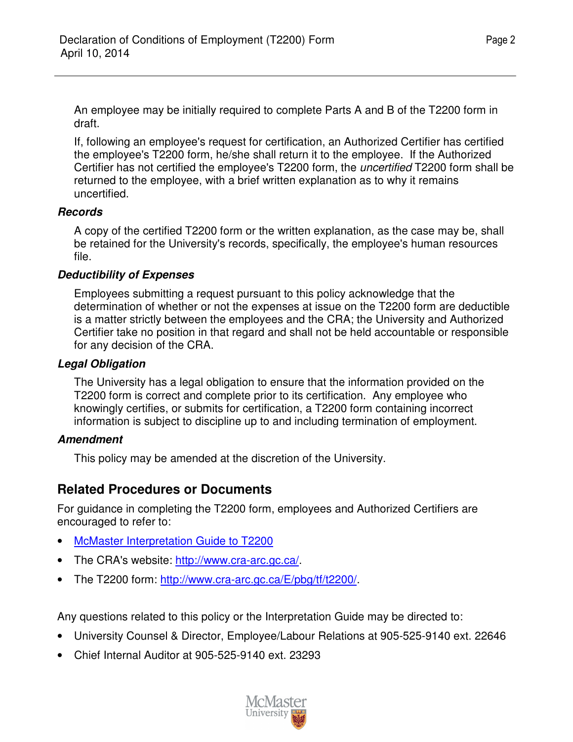An employee may be initially required to complete Parts A and B of the T2200 form in draft.

If, following an employee's request for certification, an Authorized Certifier has certified the employee's T2200 form, he/she shall return it to the employee. If the Authorized Certifier has not certified the employee's T2200 form, the *uncertified* T2200 form shall be returned to the employee, with a brief written explanation as to why it remains uncertified.

***Records***

A copy of the certified T2200 form or the written explanation, as the case may be, shall be retained for the University's records, specifically, the employee's human resources file.

***Deductibility of Expenses***

Employees submitting a request pursuant to this policy acknowledge that the determination of whether or not the expenses at issue on the T2200 form are deductible is a matter strictly between the employees and the CRA; the University and Authorized Certifier take no position in that regard and shall not be held accountable or responsible for any decision of the CRA.

***Legal Obligation***

The University has a legal obligation to ensure that the information provided on the T2200 form is correct and complete prior to its certification. Any employee who knowingly certifies, or submits for certification, a T2200 form containing incorrect information is subject to discipline up to and including termination of employment.

***Amendment***

This policy may be amended at the discretion of the University.

## Related Procedures or Documents

For guidance in completing the T2200 form, employees and Authorized Certifiers are encouraged to refer to:

- McMaster Interpretation Guide to T2200
- The CRA's website: http://www.cra-arc.gc.ca/.
- The T2200 form: http://www.cra-arc.gc.ca/E/pbg/tf/t2200/.

Any questions related to this policy or the Interpretation Guide may be directed to:

- University Counsel & Director, Employee/Labour Relations at 905-525-9140 ext. 22646
- Chief Internal Auditor at 905-525-9140 ext. 23293